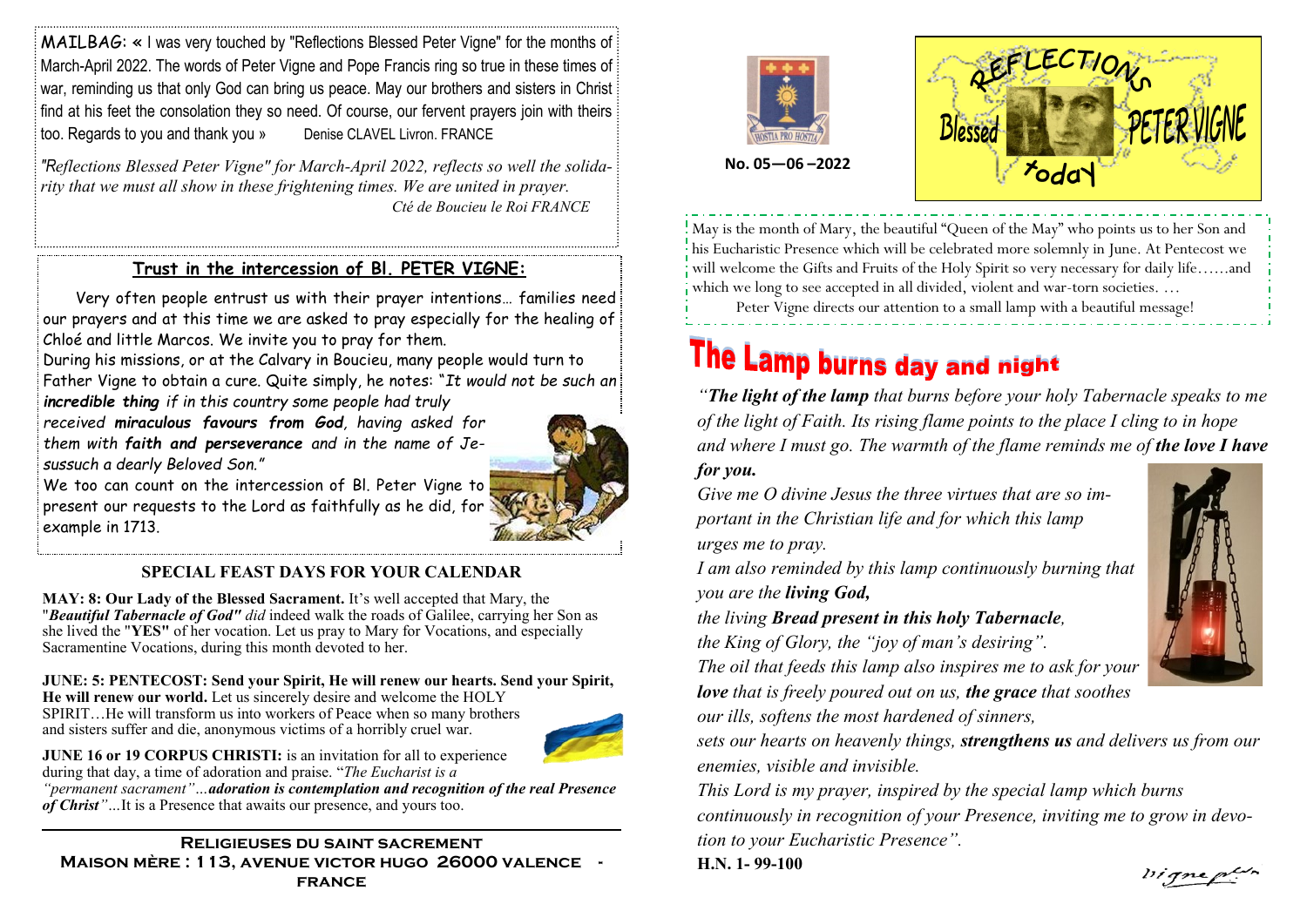MAILBAG: « I was very touched by "Reflections Blessed Peter Vigne" for the months of March-April 2022. The words of Peter Vigne and Pope Francis ring so true in these times of war, reminding us that only God can bring us peace. May our brothers and sisters in Christ find at his feet the consolation they so need. Of course, our fervent prayers join with theirs too. Regards to you and thank you » Denise CLAVEL Livron. FRANCE

*"Reflections Blessed Peter Vigne" for March-April 2022, reflects so well the solidarity that we must all show in these frightening times. We are united in prayer.*
*Cté de Boucieu le Roi FRANCE*

## Trust in the intercession of Bl. PETER VIGNE:

Very often people entrust us with their prayer intentions… families need our prayers and at this time we are asked to pray especially for the healing of Chloé and little Marcos. We invite you to pray for them.

During his missions, or at the Calvary in Boucieu, many people would turn to Father Vigne to obtain a cure. Quite simply, he notes: "*It would not be such an **incredible thing** if in this country some people had truly received **miraculous favours from God**, having asked for them with **faith and perseverance** and in the name of Jesus such a dearly Beloved Son."*

We too can count on the intercession of Bl. Peter Vigne to present our requests to the Lord as faithfully as he did, for example in 1713.

## SPECIAL FEAST DAYS FOR YOUR CALENDAR

**MAY: 8: Our Lady of the Blessed Sacrament.** It's well accepted that Mary, the "***Beautiful Tabernacle of God"*** *did* indeed walk the roads of Galilee, carrying her Son as she lived the "**YES"** of her vocation. Let us pray to Mary for Vocations, and especially Sacramentine Vocations, during this month devoted to her.

**JUNE: 5: PENTECOST: Send your Spirit, He will renew our hearts. Send your Spirit, He will renew our world.** Let us sincerely desire and welcome the HOLY SPIRIT…He will transform us into workers of Peace when so many brothers and sisters suffer and die, anonymous victims of a horribly cruel war.

**JUNE 16 or 19 CORPUS CHRISTI:** is an invitation for all to experience during that day, a time of adoration and praise. "*The Eucharist is a "permanent sacrament"…**adoration is contemplation and recognition of the real Presence of Christ"***...It is a Presence that awaits our presence, and yours too.

**RELIGIEUSES DU SAINT SACREMENT**
**MAISON MÈRE : 113, AVENUE VICTOR HUGO 26000 VALENCE - FRANCE**

HOSTIA PRO HOSTIA

**No. 05—06 –2022**

# REFLECTIONS Blessed PETER VIGNE today

May is the month of Mary, the beautiful "Queen of the May" who points us to her Son and his Eucharistic Presence which will be celebrated more solemnly in June. At Pentecost we will welcome the Gifts and Fruits of the Holy Spirit so very necessary for daily life……and which we long to see accepted in all divided, violent and war-torn societies. …

Peter Vigne directs our attention to a small lamp with a beautiful message!

# The Lamp burns day and night

*"**The light of the lamp** that burns before your holy Tabernacle speaks to me of the light of Faith. Its rising flame points to the place I cling to in hope and where I must go. The warmth of the flame reminds me of **the love I have for you.***

*Give me O divine Jesus the three virtues that are so important in the Christian life and for which this lamp urges me to pray.*

*I am also reminded by this lamp continuously burning that you are the **living God,***

*the living **Bread present in this holy Tabernacle**,*

*the King of Glory, the "joy of man's desiring".*

*The oil that feeds this lamp also inspires me to ask for your **love** that is freely poured out on us, **the grace** that soothes our ills, softens the most hardened of sinners,*

*sets our hearts on heavenly things, **strengthens us** and delivers us from our enemies, visible and invisible.*

*This Lord is my prayer, inspired by the special lamp which burns continuously in recognition of your Presence, inviting me to grow in devotion to your Eucharistic Presence".*

**H.N. 1- 99-100**

Vigne ptre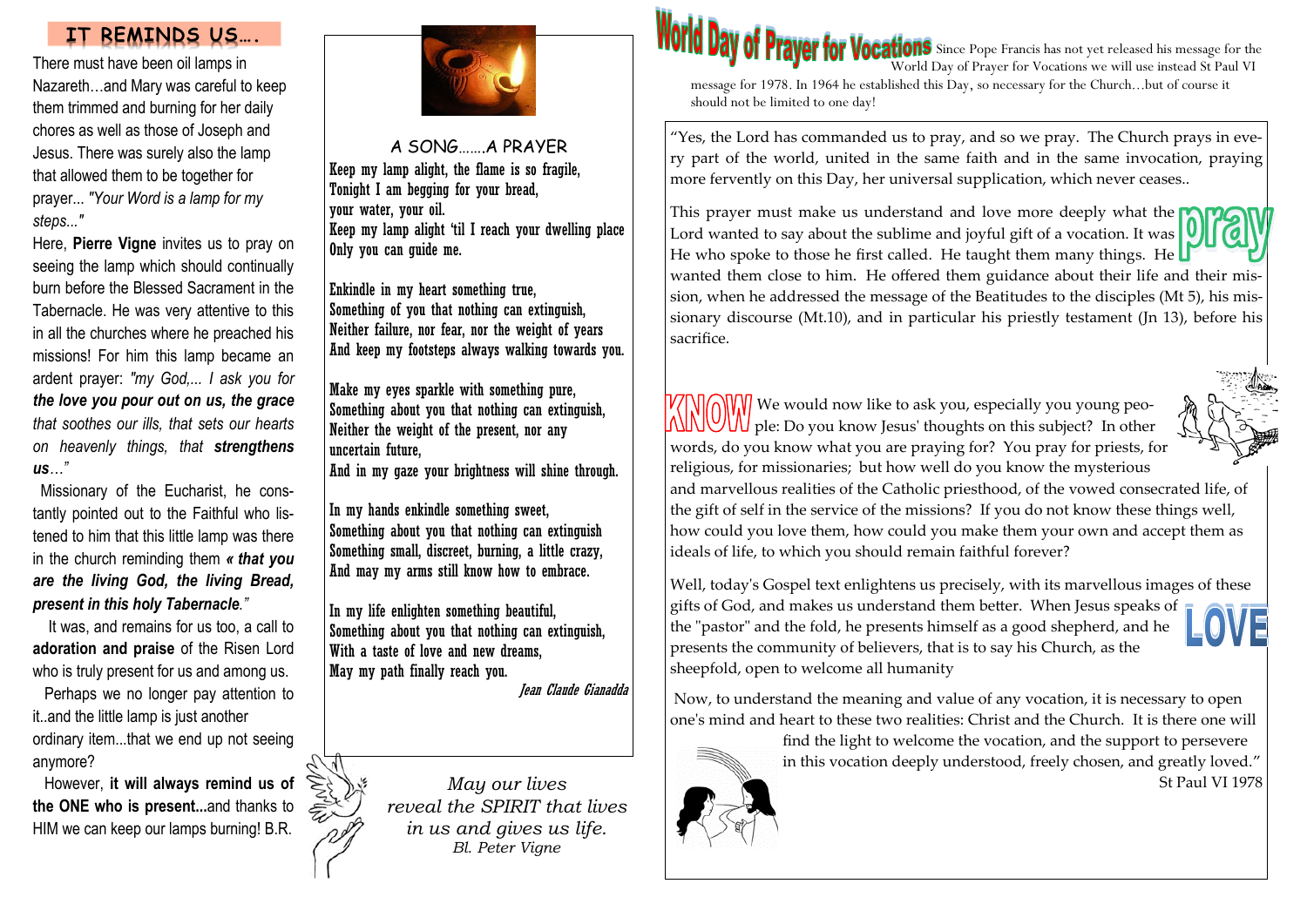## IT REMINDS US….

There must have been oil lamps in Nazareth…and Mary was careful to keep them trimmed and burning for her daily chores as well as those of Joseph and Jesus. There was surely also the lamp that allowed them to be together for prayer... *"Your Word is a lamp for my steps..."*

Here, **Pierre Vigne** invites us to pray on seeing the lamp which should continually burn before the Blessed Sacrament in the Tabernacle. He was very attentive to this in all the churches where he preached his missions! For him this lamp became an ardent prayer: *"my God,... I ask you for **the love you pour out on us, the grace** that soothes our ills, that sets our hearts on heavenly things, that **strengthens us**…"*

Missionary of the Eucharist, he constantly pointed out to the Faithful who listened to him that this little lamp was there in the church reminding them ***« that you are the living God, the living Bread, present in this holy Tabernacle**."*

It was, and remains for us too, a call to **adoration and praise** of the Risen Lord who is truly present for us and among us.

Perhaps we no longer pay attention to it..and the little lamp is just another ordinary item...that we end up not seeing anymore?

However, **it will always remind us of the ONE who is present...**and thanks to HIM we can keep our lamps burning! B.R.

### A SONG…….A PRAYER

Keep my lamp alight, the flame is so fragile,
Tonight I am begging for your bread,
your water, your oil.
Keep my lamp alight 'til I reach your dwelling place
Only you can guide me.

Enkindle in my heart something true,
Something of you that nothing can extinguish,
Neither failure, nor fear, nor the weight of years
And keep my footsteps always walking towards you.

Make my eyes sparkle with something pure,
Something about you that nothing can extinguish,
Neither the weight of the present, nor any uncertain future,
And in my gaze your brightness will shine through.

In my hands enkindle something sweet,
Something about you that nothing can extinguish
Something small, discreet, burning, a little crazy,
And may my arms still know how to embrace.

In my life enlighten something beautiful,
Something about you that nothing can extinguish,
With a taste of love and new dreams,
May my path finally reach you.

*Jean Claude Gianadda*

*May our lives reveal the SPIRIT that lives in us and gives us life.*
*Bl. Peter Vigne*

## World Day of Prayer for Vocations

Since Pope Francis has not yet released his message for the World Day of Prayer for Vocations we will use instead St Paul VI message for 1978. In 1964 he established this Day, so necessary for the Church…but of course it should not be limited to one day!

"Yes, the Lord has commanded us to pray, and so we pray. The Church prays in every part of the world, united in the same faith and in the same invocation, praying more fervently on this Day, her universal supplication, which never ceases..

This prayer must make us understand and love more deeply what the Lord wanted to say about the sublime and joyful gift of a vocation. It was He who spoke to those he first called. He taught them many things. He wanted them close to him. He offered them guidance about their life and their mission, when he addressed the message of the Beatitudes to the disciples (Mt 5), his missionary discourse (Mt.10), and in particular his priestly testament (Jn 13), before his sacrifice.

We would now like to ask you, especially you young people: Do you know Jesus' thoughts on this subject? In other words, do you know what you are praying for? You pray for priests, for religious, for missionaries; but how well do you know the mysterious and marvellous realities of the Catholic priesthood, of the vowed consecrated life, of the gift of self in the service of the missions? If you do not know these things well, how could you love them, how could you make them your own and accept them as ideals of life, to which you should remain faithful forever?

Well, today's Gospel text enlightens us precisely, with its marvellous images of these gifts of God, and makes us understand them better. When Jesus speaks of the "pastor" and the fold, he presents himself as a good shepherd, and he presents the community of believers, that is to say his Church, as the sheepfold, open to welcome all humanity

Now, to understand the meaning and value of any vocation, it is necessary to open one's mind and heart to these two realities: Christ and the Church. It is there one will find the light to welcome the vocation, and the support to persevere in this vocation deeply understood, freely chosen, and greatly loved."

St Paul VI 1978